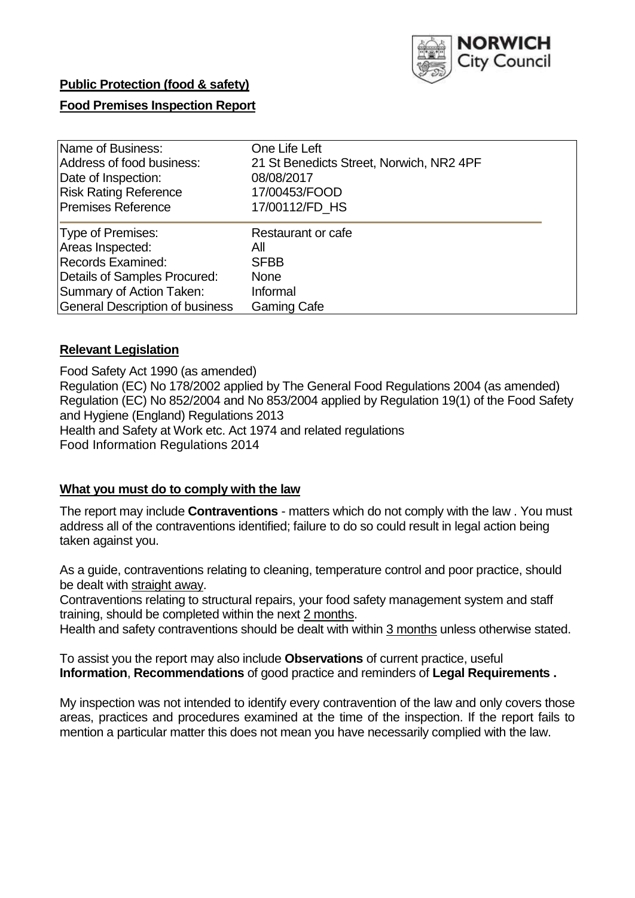**Public Protection (food & safety)**

**Food Premises Inspection Report**

| | |
|---|---|
| Name of Business: | One Life Left |
| Address of food business: | 21 St Benedicts Street, Norwich, NR2 4PF |
| Date of Inspection: | 08/08/2017 |
| Risk Rating Reference | 17/00453/FOOD |
| Premises Reference | 17/00112/FD_HS |
| Type of Premises: | Restaurant or cafe |
| Areas Inspected: | All |
| Records Examined: | SFBB |
| Details of Samples Procured: | None |
| Summary of Action Taken: | Informal |
| General Description of business | Gaming Cafe |

## Relevant Legislation

Food Safety Act 1990 (as amended)
Regulation (EC) No 178/2002 applied by The General Food Regulations 2004 (as amended)
Regulation (EC) No 852/2004 and No 853/2004 applied by Regulation 19(1) of the Food Safety and Hygiene (England) Regulations 2013
Health and Safety at Work etc. Act 1974 and related regulations
Food Information Regulations 2014

## What you must do to comply with the law

The report may include **Contraventions** - matters which do not comply with the law . You must address all of the contraventions identified; failure to do so could result in legal action being taken against you.

As a guide, contraventions relating to cleaning, temperature control and poor practice, should be dealt with straight away.
Contraventions relating to structural repairs, your food safety management system and staff training, should be completed within the next 2 months.
Health and safety contraventions should be dealt with within 3 months unless otherwise stated.

To assist you the report may also include **Observations** of current practice, useful **Information**, **Recommendations** of good practice and reminders of **Legal Requirements .**

My inspection was not intended to identify every contravention of the law and only covers those areas, practices and procedures examined at the time of the inspection. If the report fails to mention a particular matter this does not mean you have necessarily complied with the law.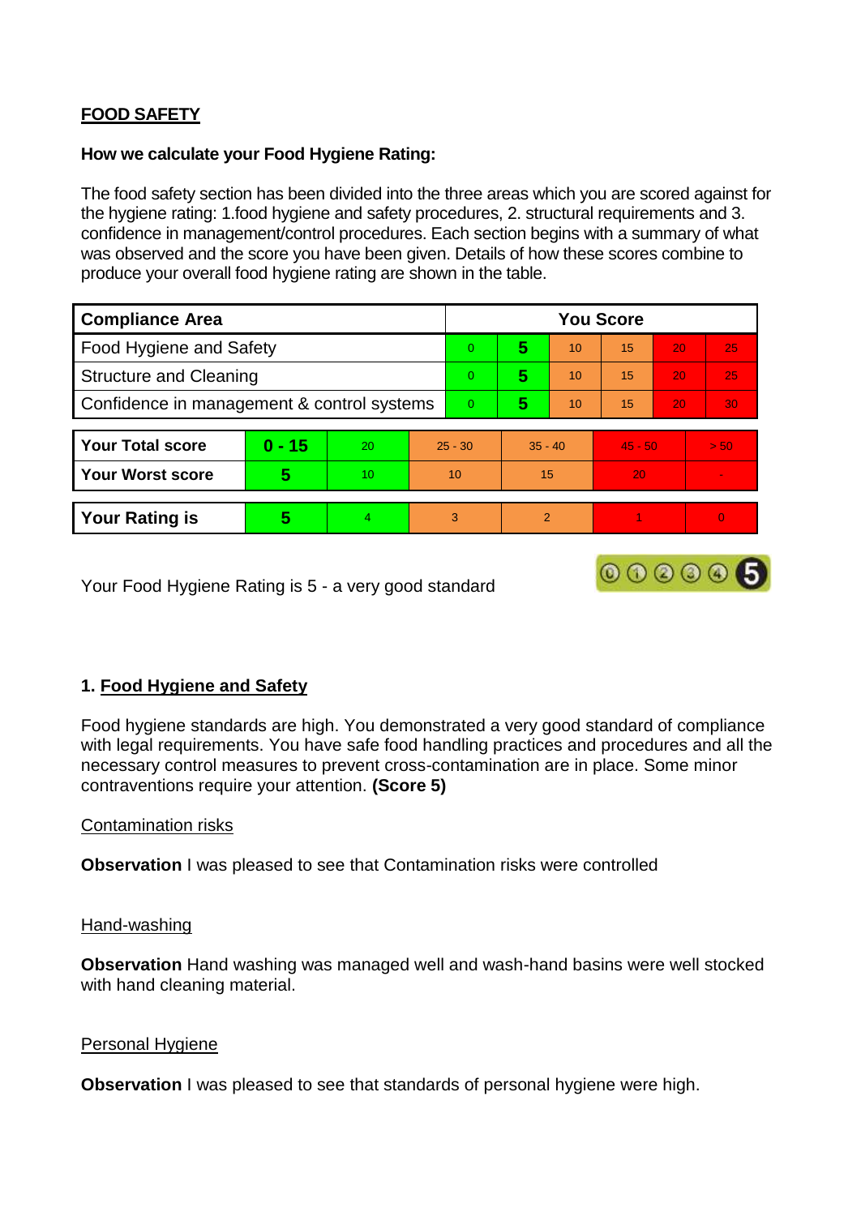**FOOD SAFETY**

**How we calculate your Food Hygiene Rating:**

The food safety section has been divided into the three areas which you are scored against for the hygiene rating: 1.food hygiene and safety procedures, 2. structural requirements and 3. confidence in management/control procedures. Each section begins with a summary of what was observed and the score you have been given. Details of how these scores combine to produce your overall food hygiene rating are shown in the table.

| Compliance Area | You Score | | | | | |
|---|---|---|---|---|---|---|
| Food Hygiene and Safety | 0 | **5** | 10 | 15 | 20 | 25 |
| Structure and Cleaning | 0 | **5** | 10 | 15 | 20 | 25 |
| Confidence in management & control systems | 0 | **5** | 10 | 15 | 20 | 30 |

| | | | | | | |
|---|---|---|---|---|---|---|
| **Your Total score** | **0 - 15** | 20 | 25 - 30 | 35 - 40 | 45 - 50 | > 50 |
| **Your Worst score** | **5** | 10 | 10 | 15 | 20 | - |
| **Your Rating is** | **5** | 4 | 3 | 2 | 1 | 0 |

Your Food Hygiene Rating is 5 - a very good standard

## 1. Food Hygiene and Safety

Food hygiene standards are high. You demonstrated a very good standard of compliance with legal requirements. You have safe food handling practices and procedures and all the necessary control measures to prevent cross-contamination are in place. Some minor contraventions require your attention. **(Score 5)**

Contamination risks

**Observation** I was pleased to see that Contamination risks were controlled

Hand-washing

**Observation** Hand washing was managed well and wash-hand basins were well stocked with hand cleaning material.

Personal Hygiene

**Observation** I was pleased to see that standards of personal hygiene were high.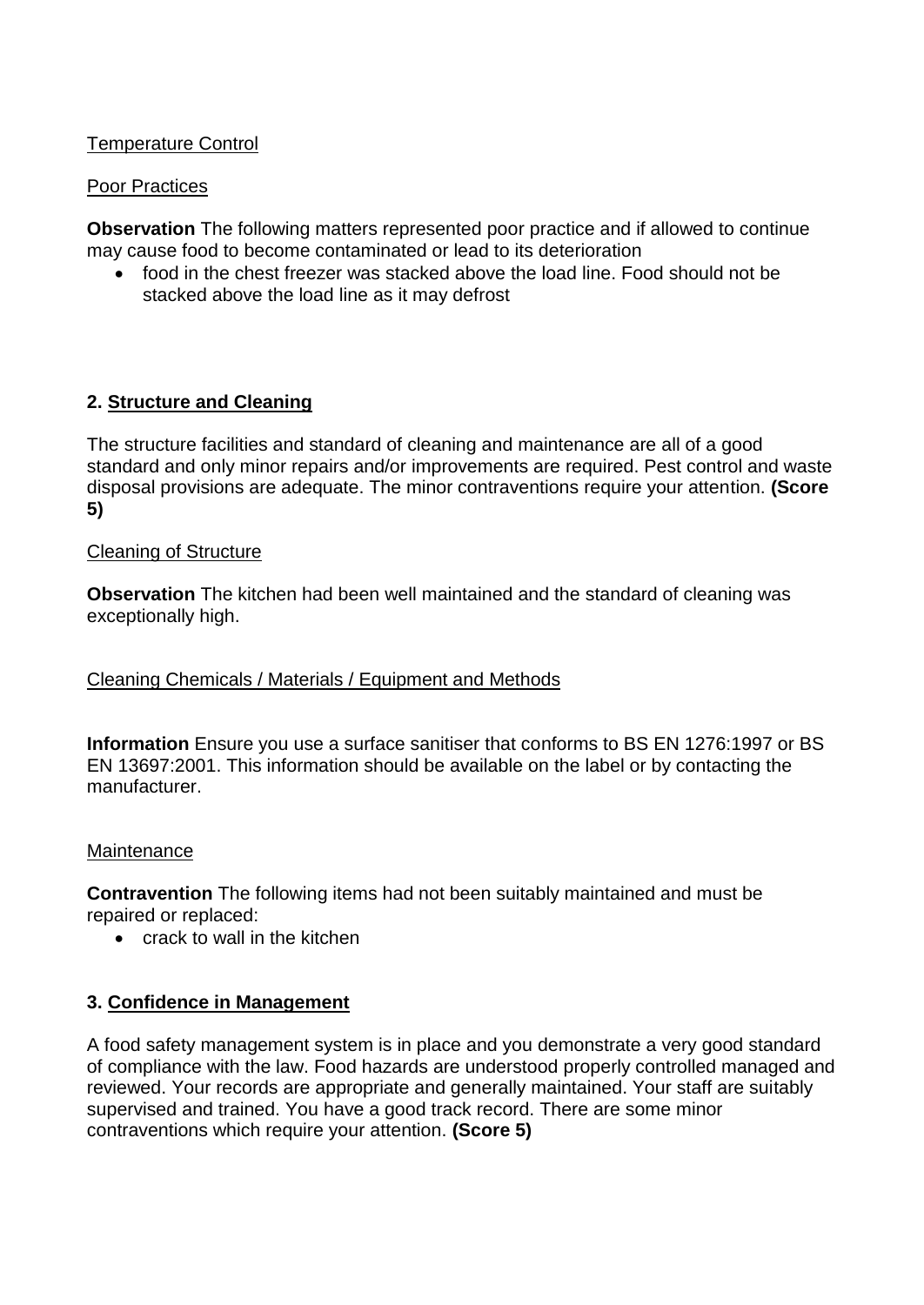Temperature Control

Poor Practices

**Observation** The following matters represented poor practice and if allowed to continue may cause food to become contaminated or lead to its deterioration

- food in the chest freezer was stacked above the load line. Food should not be stacked above the load line as it may defrost

## 2. Structure and Cleaning

The structure facilities and standard of cleaning and maintenance are all of a good standard and only minor repairs and/or improvements are required. Pest control and waste disposal provisions are adequate. The minor contraventions require your attention. **(Score 5)**

Cleaning of Structure

**Observation** The kitchen had been well maintained and the standard of cleaning was exceptionally high.

Cleaning Chemicals / Materials / Equipment and Methods

**Information** Ensure you use a surface sanitiser that conforms to BS EN 1276:1997 or BS EN 13697:2001. This information should be available on the label or by contacting the manufacturer.

Maintenance

**Contravention** The following items had not been suitably maintained and must be repaired or replaced:

- crack to wall in the kitchen

## 3. Confidence in Management

A food safety management system is in place and you demonstrate a very good standard of compliance with the law. Food hazards are understood properly controlled managed and reviewed. Your records are appropriate and generally maintained. Your staff are suitably supervised and trained. You have a good track record. There are some minor contraventions which require your attention. **(Score 5)**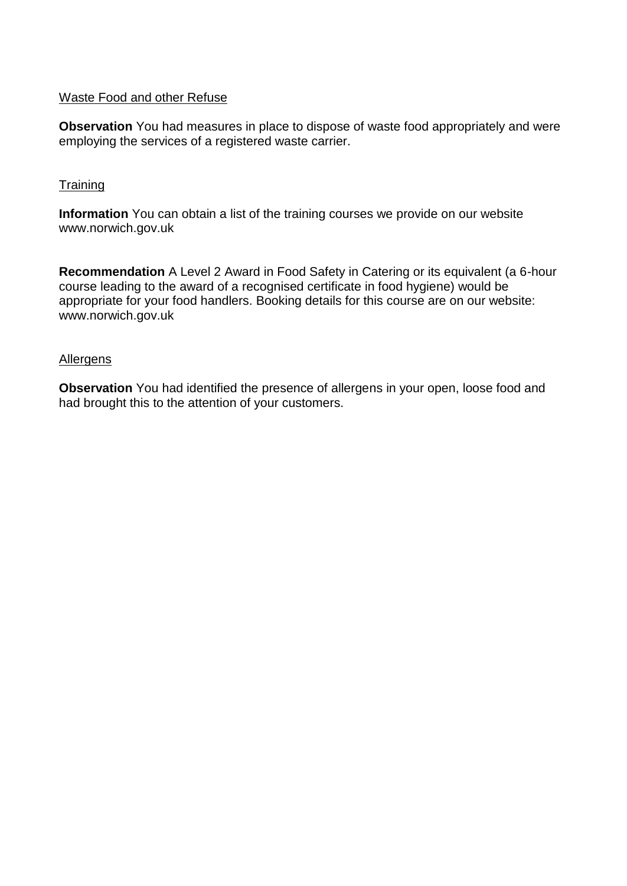Waste Food and other Refuse

**Observation** You had measures in place to dispose of waste food appropriately and were employing the services of a registered waste carrier.

Training

**Information** You can obtain a list of the training courses we provide on our website www.norwich.gov.uk

**Recommendation** A Level 2 Award in Food Safety in Catering or its equivalent (a 6-hour course leading to the award of a recognised certificate in food hygiene) would be appropriate for your food handlers. Booking details for this course are on our website: www.norwich.gov.uk

Allergens

**Observation** You had identified the presence of allergens in your open, loose food and had brought this to the attention of your customers.